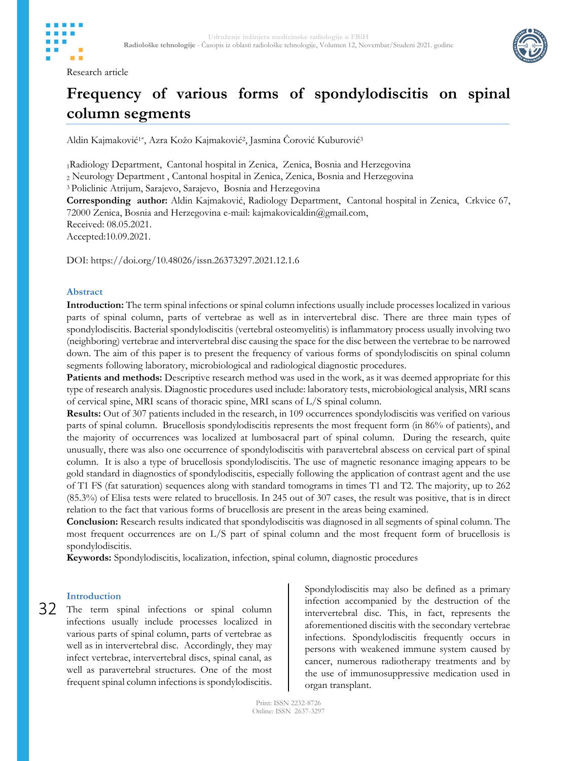Research article

# Frequency of various forms of spondylodiscitis on spinal column segments

Aldin Kajmaković[1*], Azra Kožo Kajmaković[2], Jasmina Čorović Kuburović[3]

[1] Radiology Department, Cantonal hospital in Zenica, Zenica, Bosnia and Herzegovina
[2] Neurology Department , Cantonal hospital in Zenica, Zenica, Bosnia and Herzegovina
[3] Policlinic Atrijum, Sarajevo, Sarajevo, Bosnia and Herzegovina

**Corresponding author:** Aldin Kajmaković, Radiology Department, Cantonal hospital in Zenica, Crkvice 67, 72000 Zenica, Bosnia and Herzegovina e-mail: kajmakovicaldin@gmail.com,
Received: 08.05.2021.
Accepted:10.09.2021.

DOI: https://doi.org/10.48026/issn.26373297.2021.12.1.6

## Abstract

**Introduction:** The term spinal infections or spinal column infections usually include processes localized in various parts of spinal column, parts of vertebrae as well as in intervertebral disc. There are three main types of spondylodiscitis. Bacterial spondylodiscitis (vertebral osteomyelitis) is inflammatory process usually involving two (neighboring) vertebrae and intervertebral disc causing the space for the disc between the vertebrae to be narrowed down. The aim of this paper is to present the frequency of various forms of spondylodiscitis on spinal column segments following laboratory, microbiological and radiological diagnostic procedures.

**Patients and methods:** Descriptive research method was used in the work, as it was deemed appropriate for this type of research analysis. Diagnostic procedures used include: laboratory tests, microbiological analysis, MRI scans of cervical spine, MRI scans of thoracic spine, MRI scans of L/S spinal column.

**Results:** Out of 307 patients included in the research, in 109 occurrences spondylodiscitis was verified on various parts of spinal column. Brucellosis spondylodiscitis represents the most frequent form (in 86% of patients), and the majority of occurrences was localized at lumbosacral part of spinal column. During the research, quite unusually, there was also one occurrence of spondylodiscitis with paravertebral abscess on cervical part of spinal column. It is also a type of brucellosis spondylodiscitis. The use of magnetic resonance imaging appears to be gold standard in diagnostics of spondylodiscitis, especially following the application of contrast agent and the use of T1 FS (fat saturation) sequences along with standard tomograms in times T1 and T2. The majority, up to 262 (85.3%) of Elisa tests were related to brucellosis. In 245 out of 307 cases, the result was positive, that is in direct relation to the fact that various forms of brucellosis are present in the areas being examined.

**Conclusion:** Research results indicated that spondylodiscitis was diagnosed in all segments of spinal column. The most frequent occurrences are on L/S part of spinal column and the most frequent form of brucellosis is spondylodiscitis.

**Keywords:** Spondylodiscitis, localization, infection, spinal column, diagnostic procedures

## Introduction

The term spinal infections or spinal column infections usually include processes localized in various parts of spinal column, parts of vertebrae as well as in intervertebral disc. Accordingly, they may infect vertebrae, intervertebral discs, spinal canal, as well as paravertebral structures. One of the most frequent spinal column infections is spondylodiscitis. Spondylodiscitis may also be defined as a primary infection accompanied by the destruction of the intervertebral disc. This, in fact, represents the aforementioned discitis with the secondary vertebrae infections. Spondylodiscitis frequently occurs in persons with weakened immune system caused by cancer, numerous radiotherapy treatments and by the use of immunosuppressive medication used in organ transplant.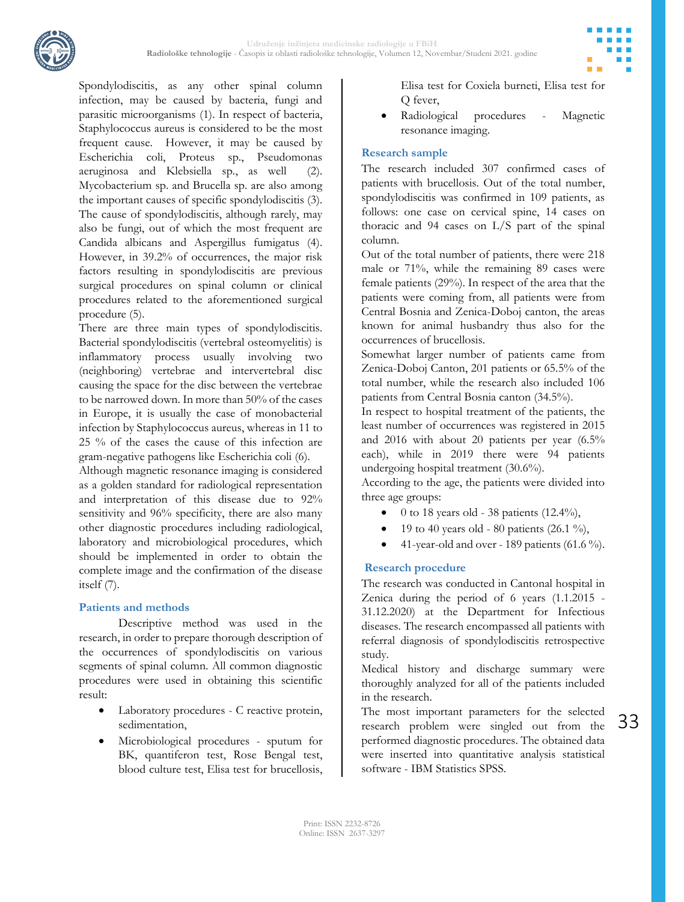Spondylodiscitis, as any other spinal column infection, may be caused by bacteria, fungi and parasitic microorganisms (1). In respect of bacteria, Staphylococcus aureus is considered to be the most frequent cause. However, it may be caused by Escherichia coli, Proteus sp., Pseudomonas aeruginosa and Klebsiella sp., as well (2). Mycobacterium sp. and Brucella sp. are also among the important causes of specific spondylodiscitis (3). The cause of spondylodiscitis, although rarely, may also be fungi, out of which the most frequent are Candida albicans and Aspergillus fumigatus (4). However, in 39.2% of occurrences, the major risk factors resulting in spondylodiscitis are previous surgical procedures on spinal column or clinical procedures related to the aforementioned surgical procedure (5).

There are three main types of spondylodiscitis. Bacterial spondylodiscitis (vertebral osteomyelitis) is inflammatory process usually involving two (neighboring) vertebrae and intervertebral disc causing the space for the disc between the vertebrae to be narrowed down. In more than 50% of the cases in Europe, it is usually the case of monobacterial infection by Staphylococcus aureus, whereas in 11 to 25 % of the cases the cause of this infection are gram-negative pathogens like Escherichia coli (6).

Although magnetic resonance imaging is considered as a golden standard for radiological representation and interpretation of this disease due to 92% sensitivity and 96% specificity, there are also many other diagnostic procedures including radiological, laboratory and microbiological procedures, which should be implemented in order to obtain the complete image and the confirmation of the disease itself (7).

## Patients and methods

Descriptive method was used in the research, in order to prepare thorough description of the occurrences of spondylodiscitis on various segments of spinal column. All common diagnostic procedures were used in obtaining this scientific result:

- Laboratory procedures - C reactive protein, sedimentation,
- Microbiological procedures - sputum for BK, quantiferon test, Rose Bengal test, blood culture test, Elisa test for brucellosis, Elisa test for Coxiela burneti, Elisa test for Q fever,
- Radiological procedures - Magnetic resonance imaging.

### Research sample

The research included 307 confirmed cases of patients with brucellosis. Out of the total number, spondylodiscitis was confirmed in 109 patients, as follows: one case on cervical spine, 14 cases on thoracic and 94 cases on L/S part of the spinal column.

Out of the total number of patients, there were 218 male or 71%, while the remaining 89 cases were female patients (29%). In respect of the area that the patients were coming from, all patients were from Central Bosnia and Zenica-Doboj canton, the areas known for animal husbandry thus also for the occurrences of brucellosis.

Somewhat larger number of patients came from Zenica-Doboj Canton, 201 patients or 65.5% of the total number, while the research also included 106 patients from Central Bosnia canton (34.5%).

In respect to hospital treatment of the patients, the least number of occurrences was registered in 2015 and 2016 with about 20 patients per year (6.5% each), while in 2019 there were 94 patients undergoing hospital treatment (30.6%).

According to the age, the patients were divided into three age groups:

- 0 to 18 years old - 38 patients (12.4%),
- 19 to 40 years old - 80 patients (26.1 %),
- 41-year-old and over - 189 patients (61.6 %).

### Research procedure

The research was conducted in Cantonal hospital in Zenica during the period of 6 years (1.1.2015 - 31.12.2020) at the Department for Infectious diseases. The research encompassed all patients with referral diagnosis of spondylodiscitis retrospective study.

Medical history and discharge summary were thoroughly analyzed for all of the patients included in the research.

The most important parameters for the selected research problem were singled out from the performed diagnostic procedures. The obtained data were inserted into quantitative analysis statistical software - IBM Statistics SPSS.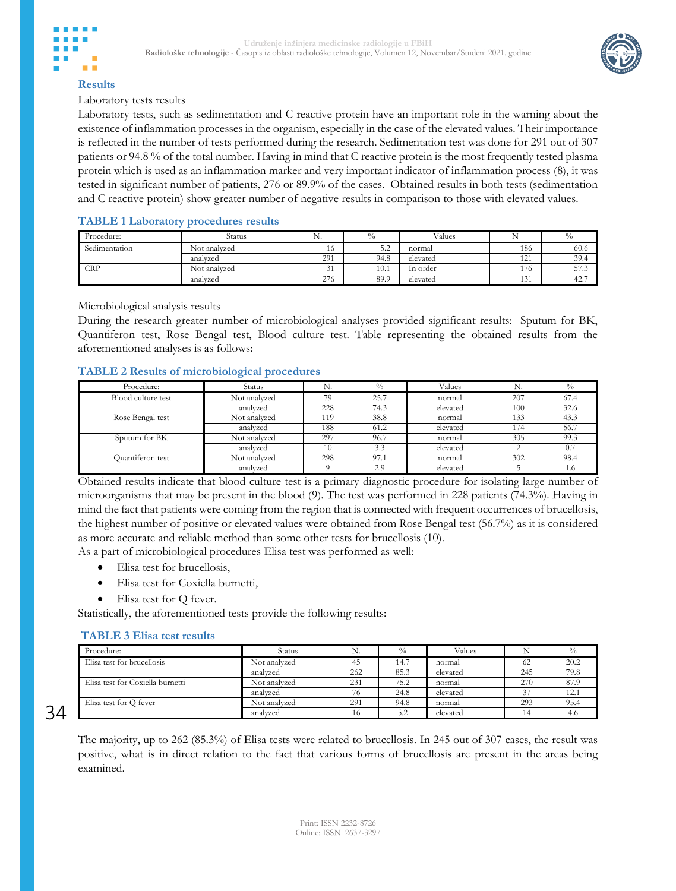## Results

Laboratory tests results

Laboratory tests, such as sedimentation and C reactive protein have an important role in the warning about the existence of inflammation processes in the organism, especially in the case of the elevated values. Their importance is reflected in the number of tests performed during the research. Sedimentation test was done for 291 out of 307 patients or 94.8 % of the total number. Having in mind that C reactive protein is the most frequently tested plasma protein which is used as an inflammation marker and very important indicator of inflammation process (8), it was tested in significant number of patients, 276 or 89.9% of the cases. Obtained results in both tests (sedimentation and C reactive protein) show greater number of negative results in comparison to those with elevated values.

**TABLE 1 Laboratory procedures results**

| Procedure: | Status | N. | % | Values | N | % |
|---|---|---|---|---|---|---|
| Sedimentation | Not analyzed | 16 | 5.2 | normal | 186 | 60.6 |
| | analyzed | 291 | 94.8 | elevated | 121 | 39.4 |
| CRP | Not analyzed | 31 | 10.1 | In order | 176 | 57.3 |
| | analyzed | 276 | 89.9 | elevated | 131 | 42.7 |

Microbiological analysis results

During the research greater number of microbiological analyses provided significant results: Sputum for BK, Quantiferon test, Rose Bengal test, Blood culture test. Table representing the obtained results from the aforementioned analyses is as follows:

**TABLE 2 Results of microbiological procedures**

| Procedure: | Status | N. | % | Values | N. | % |
|---|---|---|---|---|---|---|
| Blood culture test | Not analyzed | 79 | 25.7 | normal | 207 | 67.4 |
| | analyzed | 228 | 74.3 | elevated | 100 | 32.6 |
| Rose Bengal test | Not analyzed | 119 | 38.8 | normal | 133 | 43.3 |
| | analyzed | 188 | 61.2 | elevated | 174 | 56.7 |
| Sputum for BK | Not analyzed | 297 | 96.7 | normal | 305 | 99.3 |
| | analyzed | 10 | 3.3 | elevated | 2 | 0.7 |
| Quantiferon test | Not analyzed | 298 | 97.1 | normal | 302 | 98.4 |
| | analyzed | 9 | 2.9 | elevated | 5 | 1.6 |

Obtained results indicate that blood culture test is a primary diagnostic procedure for isolating large number of microorganisms that may be present in the blood (9). The test was performed in 228 patients (74.3%). Having in mind the fact that patients were coming from the region that is connected with frequent occurrences of brucellosis, the highest number of positive or elevated values were obtained from Rose Bengal test (56.7%) as it is considered as more accurate and reliable method than some other tests for brucellosis (10).

As a part of microbiological procedures Elisa test was performed as well:

- Elisa test for brucellosis,
- Elisa test for Coxiella burnetti,
- Elisa test for Q fever.

Statistically, the aforementioned tests provide the following results:

**TABLE 3 Elisa test results**

| Procedure: | Status | N. | % | Values | N | % |
|---|---|---|---|---|---|---|
| Elisa test for brucellosis | Not analyzed | 45 | 14.7 | normal | 62 | 20.2 |
| | analyzed | 262 | 85.3 | elevated | 245 | 79.8 |
| Elisa test for Coxiella burnetti | Not analyzed | 231 | 75.2 | normal | 270 | 87.9 |
| | analyzed | 76 | 24.8 | elevated | 37 | 12.1 |
| Elisa test for Q fever | Not analyzed | 291 | 94.8 | normal | 293 | 95.4 |
| | analyzed | 16 | 5.2 | elevated | 14 | 4.6 |

The majority, up to 262 (85.3%) of Elisa tests were related to brucellosis. In 245 out of 307 cases, the result was positive, what is in direct relation to the fact that various forms of brucellosis are present in the areas being examined.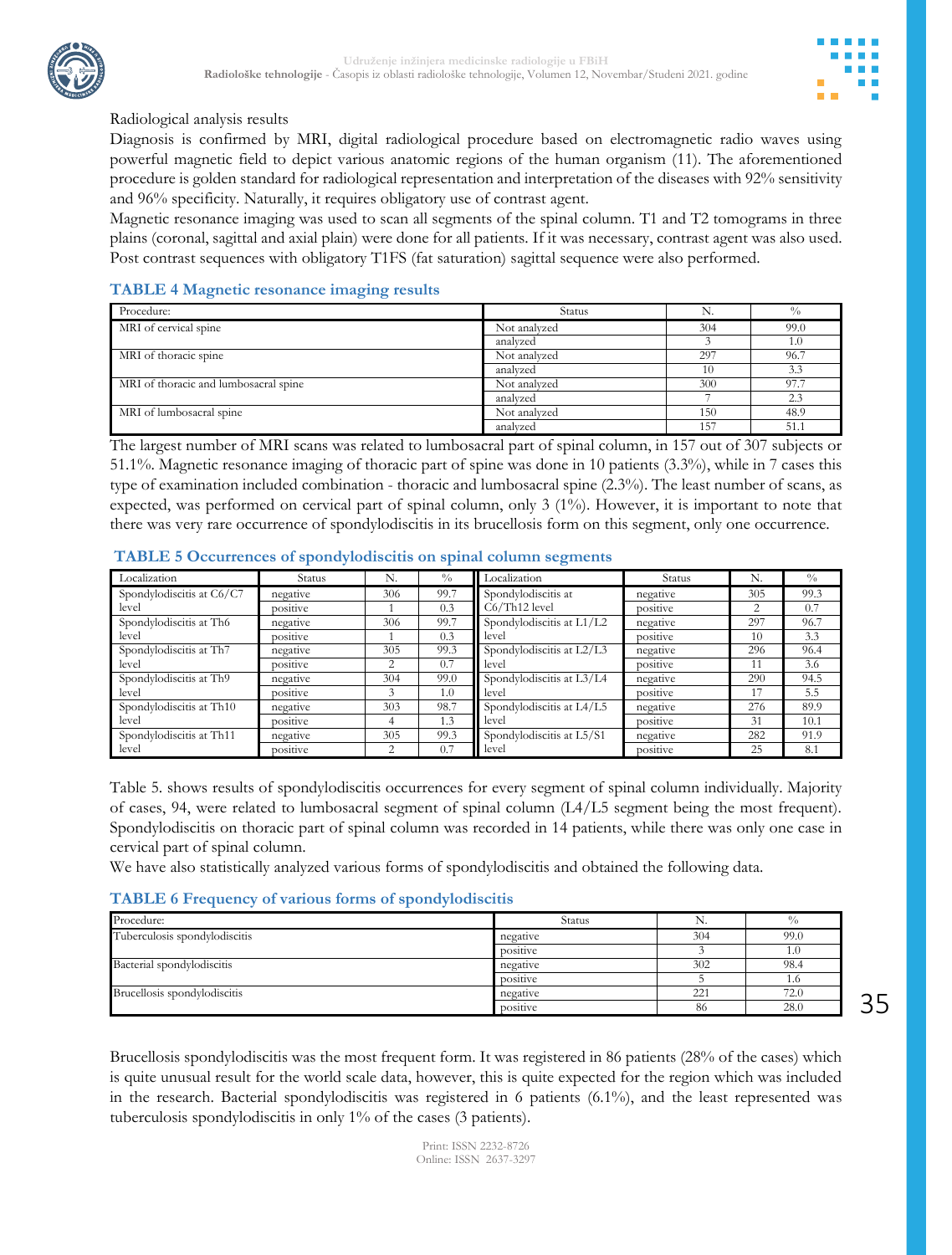Radiological analysis results

Diagnosis is confirmed by MRI, digital radiological procedure based on electromagnetic radio waves using powerful magnetic field to depict various anatomic regions of the human organism (11). The aforementioned procedure is golden standard for radiological representation and interpretation of the diseases with 92% sensitivity and 96% specificity. Naturally, it requires obligatory use of contrast agent.

Magnetic resonance imaging was used to scan all segments of the spinal column. T1 and T2 tomograms in three plains (coronal, sagittal and axial plain) were done for all patients. If it was necessary, contrast agent was also used. Post contrast sequences with obligatory T1FS (fat saturation) sagittal sequence were also performed.

### TABLE 4 Magnetic resonance imaging results

| Procedure: | Status | N. | % |
|---|---|---|---|
| MRI of cervical spine | Not analyzed | 304 | 99.0 |
| | analyzed | 3 | 1.0 |
| MRI of thoracic spine | Not analyzed | 297 | 96.7 |
| | analyzed | 10 | 3.3 |
| MRI of thoracic and lumbosacral spine | Not analyzed | 300 | 97.7 |
| | analyzed | 7 | 2.3 |
| MRI of lumbosacral spine | Not analyzed | 150 | 48.9 |
| | analyzed | 157 | 51.1 |

The largest number of MRI scans was related to lumbosacral part of spinal column, in 157 out of 307 subjects or 51.1%. Magnetic resonance imaging of thoracic part of spine was done in 10 patients (3.3%), while in 7 cases this type of examination included combination - thoracic and lumbosacral spine (2.3%). The least number of scans, as expected, was performed on cervical part of spinal column, only 3 (1%). However, it is important to note that there was very rare occurrence of spondylodiscitis in its brucellosis form on this segment, only one occurrence.

### TABLE 5 Occurrences of spondylodiscitis on spinal column segments

| Localization | Status | N. | % | Localization | Status | N. | % |
|---|---|---|---|---|---|---|---|
| Spondylodiscitis at C6/C7 level | negative | 306 | 99.7 | Spondylodiscitis at C6/Th12 level | negative | 305 | 99.3 |
| | positive | 1 | 0.3 | | positive | 2 | 0.7 |
| Spondylodiscitis at Th6 level | negative | 306 | 99.7 | Spondylodiscitis at L1/L2 level | negative | 297 | 96.7 |
| | positive | 1 | 0.3 | | positive | 10 | 3.3 |
| Spondylodiscitis at Th7 level | negative | 305 | 99.3 | Spondylodiscitis at L2/L3 level | negative | 296 | 96.4 |
| | positive | 2 | 0.7 | | positive | 11 | 3.6 |
| Spondylodiscitis at Th9 level | negative | 304 | 99.0 | Spondylodiscitis at L3/L4 level | negative | 290 | 94.5 |
| | positive | 3 | 1.0 | | positive | 17 | 5.5 |
| Spondylodiscitis at Th10 level | negative | 303 | 98.7 | Spondylodiscitis at L4/L5 level | negative | 276 | 89.9 |
| | positive | 4 | 1.3 | | positive | 31 | 10.1 |
| Spondylodiscitis at Th11 level | negative | 305 | 99.3 | Spondylodiscitis at L5/S1 level | negative | 282 | 91.9 |
| | positive | 2 | 0.7 | | positive | 25 | 8.1 |

Table 5. shows results of spondylodiscitis occurrences for every segment of spinal column individually. Majority of cases, 94, were related to lumbosacral segment of spinal column (L4/L5 segment being the most frequent). Spondylodiscitis on thoracic part of spinal column was recorded in 14 patients, while there was only one case in cervical part of spinal column.

We have also statistically analyzed various forms of spondylodiscitis and obtained the following data.

### TABLE 6 Frequency of various forms of spondylodiscitis

| Procedure: | Status | N. | % |
|---|---|---|---|
| Tuberculosis spondylodiscitis | negative | 304 | 99.0 |
| | positive | 3 | 1.0 |
| Bacterial spondylodiscitis | negative | 302 | 98.4 |
| | positive | 5 | 1.6 |
| Brucellosis spondylodiscitis | negative | 221 | 72.0 |
| | positive | 86 | 28.0 |

Brucellosis spondylodiscitis was the most frequent form. It was registered in 86 patients (28% of the cases) which is quite unusual result for the world scale data, however, this is quite expected for the region which was included in the research. Bacterial spondylodiscitis was registered in 6 patients (6.1%), and the least represented was tuberculosis spondylodiscitis in only 1% of the cases (3 patients).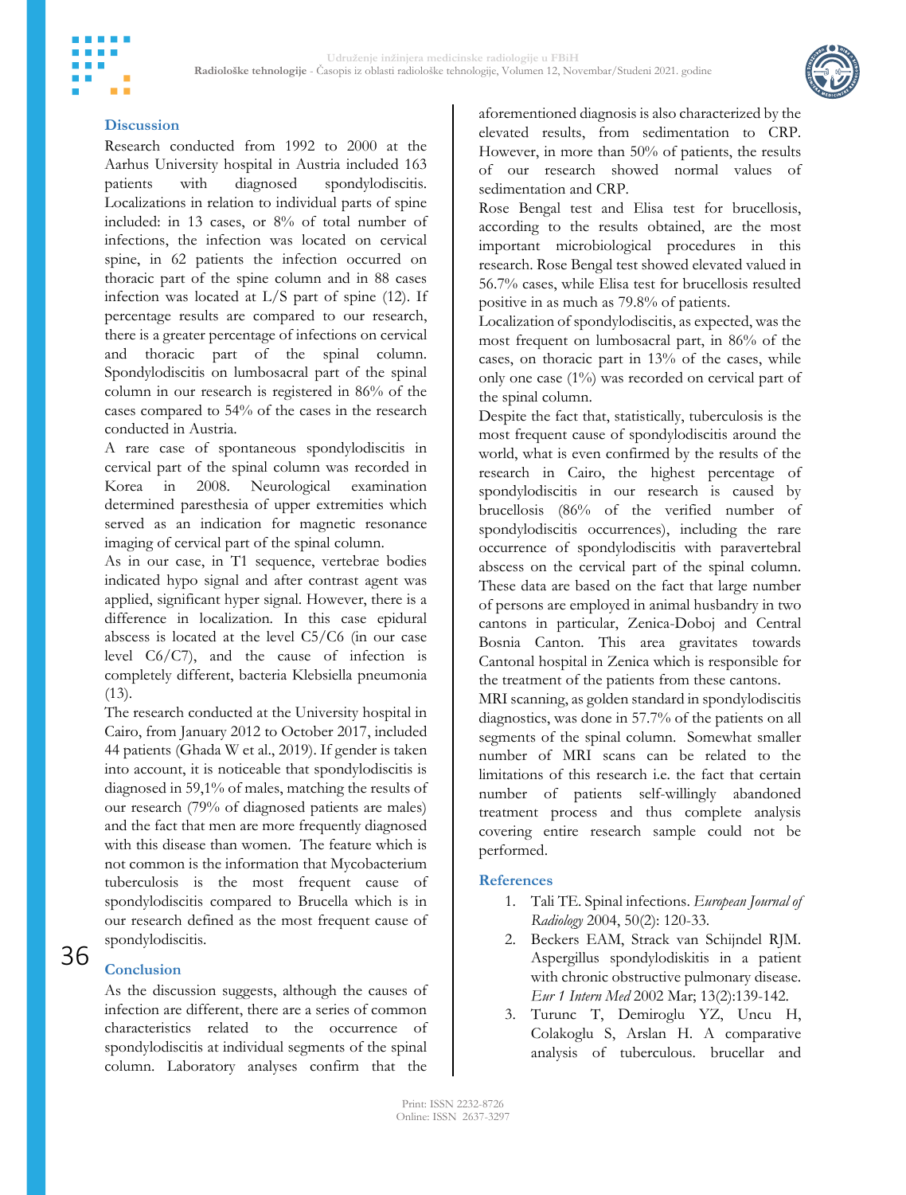## Discussion

Research conducted from 1992 to 2000 at the Aarhus University hospital in Austria included 163 patients with diagnosed spondylodiscitis. Localizations in relation to individual parts of spine included: in 13 cases, or 8% of total number of infections, the infection was located on cervical spine, in 62 patients the infection occurred on thoracic part of the spine column and in 88 cases infection was located at L/S part of spine (12). If percentage results are compared to our research, there is a greater percentage of infections on cervical and thoracic part of the spinal column. Spondylodiscitis on lumbosacral part of the spinal column in our research is registered in 86% of the cases compared to 54% of the cases in the research conducted in Austria.

A rare case of spontaneous spondylodiscitis in cervical part of the spinal column was recorded in Korea in 2008. Neurological examination determined paresthesia of upper extremities which served as an indication for magnetic resonance imaging of cervical part of the spinal column.

As in our case, in T1 sequence, vertebrae bodies indicated hypo signal and after contrast agent was applied, significant hyper signal. However, there is a difference in localization. In this case epidural abscess is located at the level C5/C6 (in our case level C6/C7), and the cause of infection is completely different, bacteria Klebsiella pneumonia (13).

The research conducted at the University hospital in Cairo, from January 2012 to October 2017, included 44 patients (Ghada W et al., 2019). If gender is taken into account, it is noticeable that spondylodiscitis is diagnosed in 59,1% of males, matching the results of our research (79% of diagnosed patients are males) and the fact that men are more frequently diagnosed with this disease than women. The feature which is not common is the information that Mycobacterium tuberculosis is the most frequent cause of spondylodiscitis compared to Brucella which is in our research defined as the most frequent cause of spondylodiscitis.

## Conclusion

As the discussion suggests, although the causes of infection are different, there are a series of common characteristics related to the occurrence of spondylodiscitis at individual segments of the spinal column. Laboratory analyses confirm that the aforementioned diagnosis is also characterized by the elevated results, from sedimentation to CRP. However, in more than 50% of patients, the results of our research showed normal values of sedimentation and CRP.

Rose Bengal test and Elisa test for brucellosis, according to the results obtained, are the most important microbiological procedures in this research. Rose Bengal test showed elevated valued in 56.7% cases, while Elisa test for brucellosis resulted positive in as much as 79.8% of patients.

Localization of spondylodiscitis, as expected, was the most frequent on lumbosacral part, in 86% of the cases, on thoracic part in 13% of the cases, while only one case (1%) was recorded on cervical part of the spinal column.

Despite the fact that, statistically, tuberculosis is the most frequent cause of spondylodiscitis around the world, what is even confirmed by the results of the research in Cairo, the highest percentage of spondylodiscitis in our research is caused by brucellosis (86% of the verified number of spondylodiscitis occurrences), including the rare occurrence of spondylodiscitis with paravertebral abscess on the cervical part of the spinal column. These data are based on the fact that large number of persons are employed in animal husbandry in two cantons in particular, Zenica-Doboj and Central Bosnia Canton. This area gravitates towards Cantonal hospital in Zenica which is responsible for the treatment of the patients from these cantons.

MRI scanning, as golden standard in spondylodiscitis diagnostics, was done in 57.7% of the patients on all segments of the spinal column. Somewhat smaller number of MRI scans can be related to the limitations of this research i.e. the fact that certain number of patients self-willingly abandoned treatment process and thus complete analysis covering entire research sample could not be performed.

## References

1. Tali TE. Spinal infections. *European Journal of Radiology* 2004, 50(2): 120-33.
2. Beckers EAM, Strack van Schijndel RJM. Aspergillus spondylodiskitis in a patient with chronic obstructive pulmonary disease. *Eur 1 Intern Med* 2002 Mar; 13(2):139-142.
3. Turunc T, Demiroglu YZ, Uncu H, Colakoglu S, Arslan H. A comparative analysis of tuberculous. brucellar and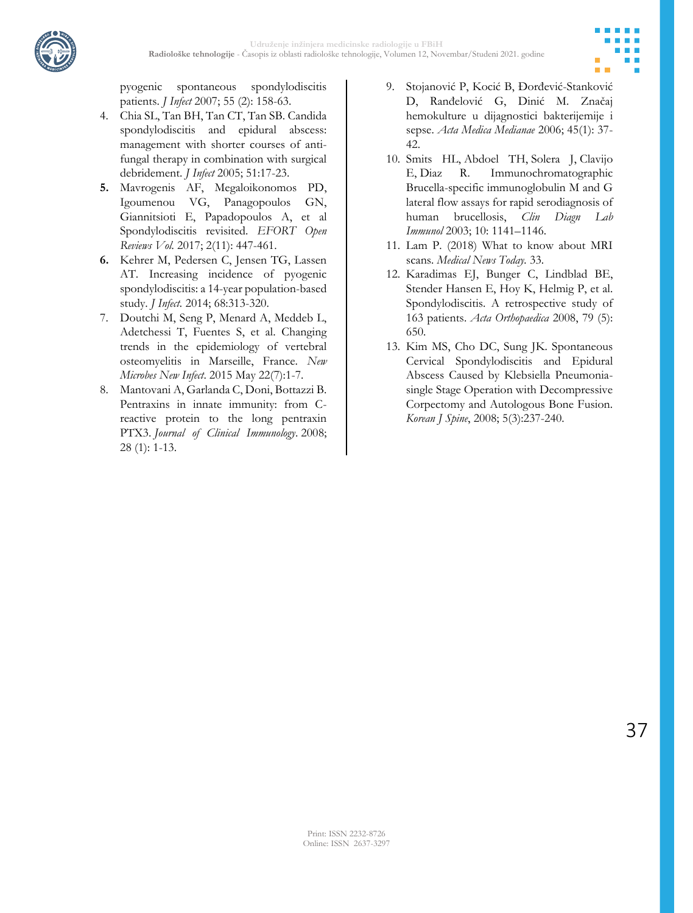pyogenic spontaneous spondylodiscitis patients. *J Infect* 2007; 55 (2): 158-63.

4. Chia SL, Tan BH, Tan CT, Tan SB. Candida spondylodiscitis and epidural abscess: management with shorter courses of anti-fungal therapy in combination with surgical debridement. *J Infect* 2005; 51:17-23.
5. Mavrogenis AF, Megaloikonomos PD, Igoumenou VG, Panagopoulos GN, Giannitsioti E, Papadopoulos A, et al Spondylodiscitis revisited. *EFORT Open Reviews Vol.* 2017; 2(11): 447-461.
6. Kehrer M, Pedersen C, Jensen TG, Lassen AT. Increasing incidence of pyogenic spondylodiscitis: a 14-year population-based study. *J Infect.* 2014; 68:313-320.
7. Doutchi M, Seng P, Menard A, Meddeb L, Adetchessi T, Fuentes S, et al. Changing trends in the epidemiology of vertebral osteomyelitis in Marseille, France. *New Microbes New Infect*. 2015 May 22(7):1-7.
8. Mantovani A, Garlanda C, Doni, Bottazzi B. Pentraxins in innate immunity: from C-reactive protein to the long pentraxin PTX3. *Journal of Clinical Immunology*. 2008; 28 (1): 1-13.
9. Stojanović P, Kocić B, Đorđević-Stanković D, Ranđelović G, Dinić M. Značaj hemokulture u dijagnostici bakterijemije i sepse. *Acta Medica Medianae* 2006; 45(1): 37-42.
10. Smits HL, Abdoel TH, Solera J, Clavijo E, Diaz R. Immunochromatographic Brucella-specific immunoglobulin M and G lateral flow assays for rapid serodiagnosis of human brucellosis, *Clin Diagn Lab Immunol* 2003; 10: 1141–1146.
11. Lam P. (2018) What to know about MRI scans. *Medical News Today.* 33.
12. Karadimas EJ, Bunger C, Lindblad BE, Stender Hansen E, Hoy K, Helmig P, et al. Spondylodiscitis. A retrospective study of 163 patients. *Acta Orthopaedica* 2008, 79 (5): 650.
13. Kim MS, Cho DC, Sung JK. Spontaneous Cervical Spondylodiscitis and Epidural Abscess Caused by Klebsiella Pneumonia-single Stage Operation with Decompressive Corpectomy and Autologous Bone Fusion. *Korean J Spine*, 2008; 5(3):237-240.